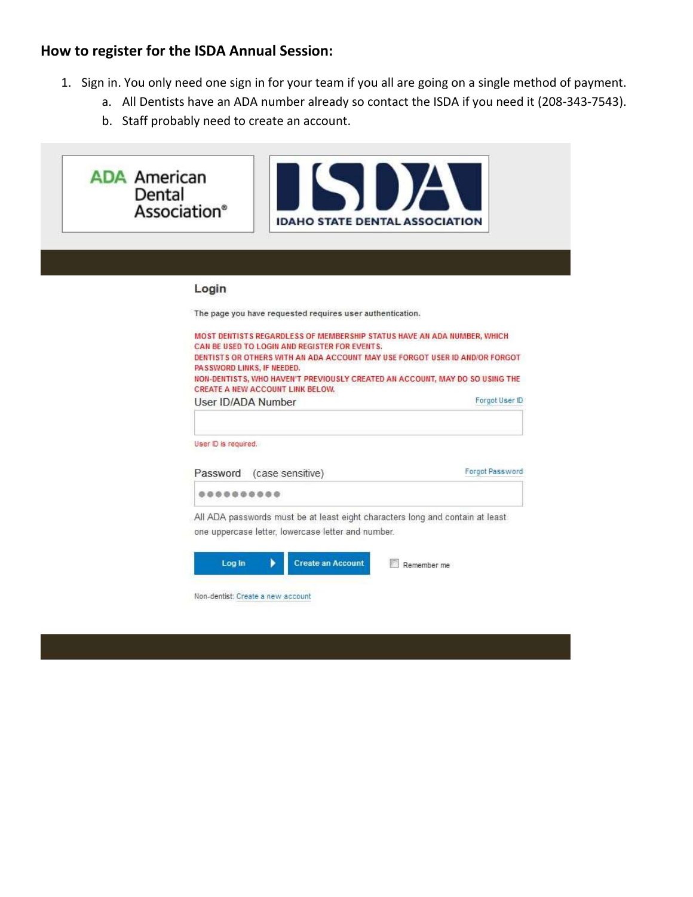## How to register for the ISDA Annual Session:

1. Sign in. You only need one sign in for your team if you all are going on a single method of payment.
   a. All Dentists have an ADA number already so contact the ISDA if you need it (208-343-7543).
   b. Staff probably need to create an account.

ADA American Dental Association®

ISDA IDAHO STATE DENTAL ASSOCIATION

**Login**

The page you have requested requires user authentication.

MOST DENTISTS REGARDLESS OF MEMBERSHIP STATUS HAVE AN ADA NUMBER, WHICH CAN BE USED TO LOGIN AND REGISTER FOR EVENTS.
DENTISTS OR OTHERS WITH AN ADA ACCOUNT MAY USE FORGOT USER ID AND/OR FORGOT PASSWORD LINKS, IF NEEDED.
NON-DENTISTS, WHO HAVEN'T PREVIOUSLY CREATED AN ACCOUNT, MAY DO SO USING THE CREATE A NEW ACCOUNT LINK BELOW.

User ID/ADA Number — Forgot User ID

User ID is required.

Password (case sensitive) — Forgot Password

●●●●●●●●●●

All ADA passwords must be at least eight characters long and contain at least one uppercase letter, lowercase letter and number.

Log In | Create an Account | Remember me

Non-dentist: Create a new account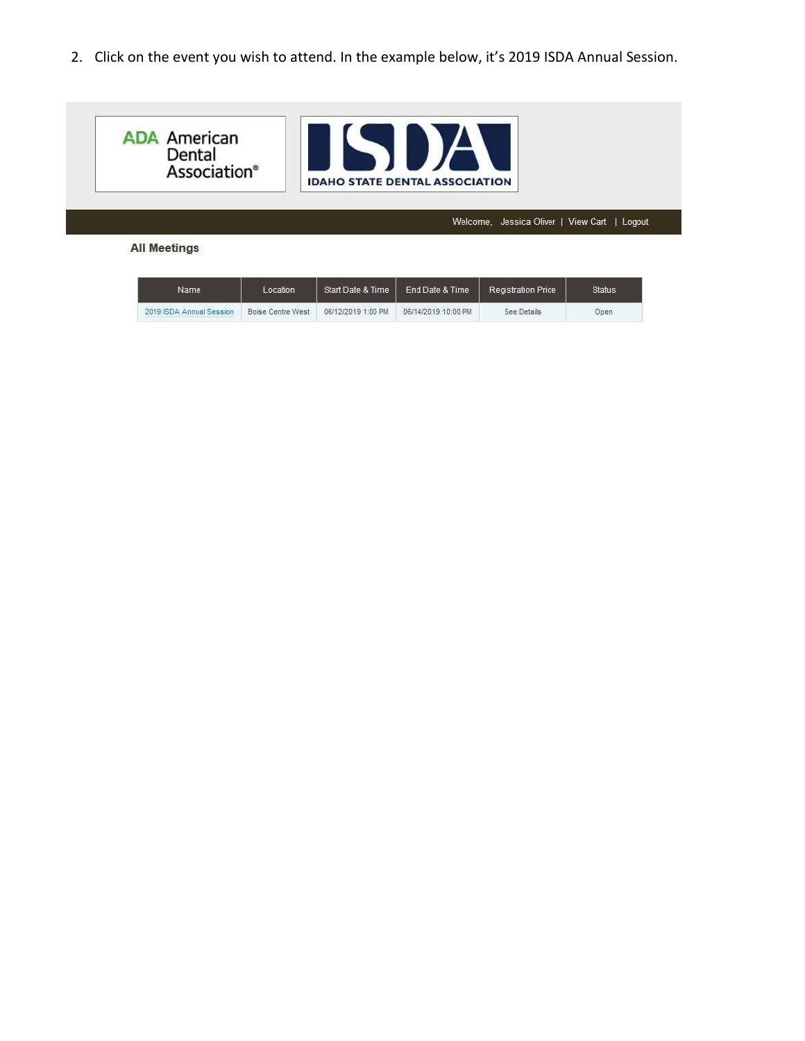2. Click on the event you wish to attend. In the example below, it's 2019 ISDA Annual Session.

ADA American Dental Association®

ISDA IDAHO STATE DENTAL ASSOCIATION

Welcome, Jessica Oliver | View Cart | Logout

**All Meetings**

| Name | Location | Start Date & Time | End Date & Time | Registration Price | Status |
|---|---|---|---|---|---|
| 2019 ISDA Annual Session | Boise Centre West | 06/12/2019 1:00 PM | 06/14/2019 10:00 PM | See Details | Open |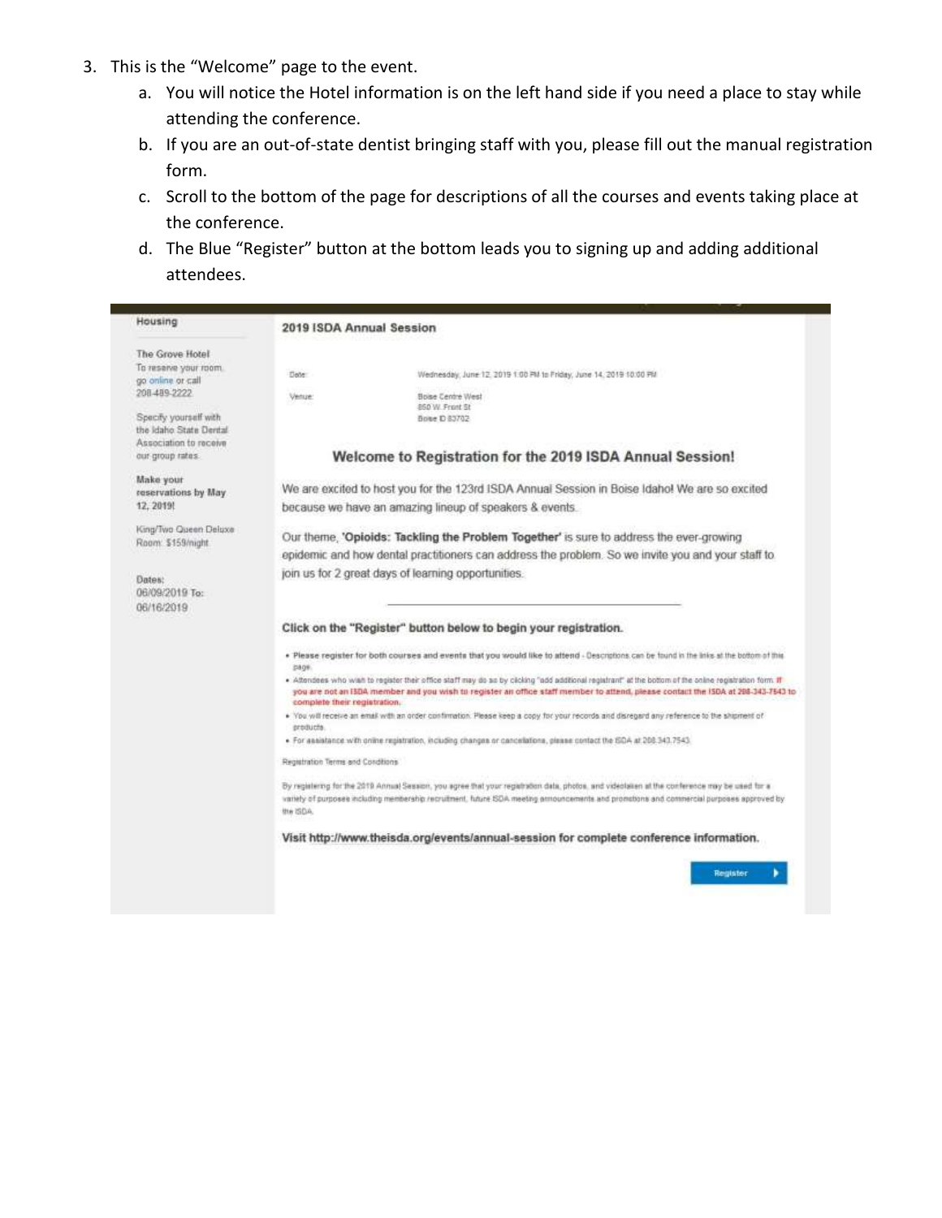3. This is the "Welcome" page to the event.
    a. You will notice the Hotel information is on the left hand side if you need a place to stay while attending the conference.
    b. If you are an out-of-state dentist bringing staff with you, please fill out the manual registration form.
    c. Scroll to the bottom of the page for descriptions of all the courses and events taking place at the conference.
    d. The Blue "Register" button at the bottom leads you to signing up and adding additional attendees.

**Housing**

The Grove Hotel
To reserve your room, go online or call 208-489-2222

Specify yourself with the Idaho State Dental Association to receive our group rates.

**Make your reservations by May 12, 2019!**

King/Two Queen Deluxe Room: $159/night

**Dates:**
06/09/2019 To:
06/16/2019

**2019 ISDA Annual Session**

Date: Wednesday, June 12, 2019 1:00 PM to Friday, June 14, 2019 10:00 PM

Venue: Boise Centre West
850 W. Front St
Boise ID 83702

## Welcome to Registration for the 2019 ISDA Annual Session!

We are excited to host you for the 123rd ISDA Annual Session in Boise Idaho! We are so excited because we have an amazing lineup of speakers & events.

Our theme, **'Opioids: Tackling the Problem Together'** is sure to address the ever-growing epidemic and how dental practitioners can address the problem. So we invite you and your staff to join us for 2 great days of learning opportunities.

**Click on the "Register" button below to begin your registration.**

- **Please register for both courses and events that you would like to attend** - Descriptions can be found in the links at the bottom of this page.
- Attendees who wish to register their office staff may do so by clicking "add additional registrant" at the bottom of the online registration form. **If you are not an ISDA member and you wish to register an office staff member to attend, please contact the ISDA at 208-343-7543 to complete their registration.**
- You will receive an email with an order confirmation. Please keep a copy for your records and disregard any reference to the shipment of products.
- For assistance with online registration, including changes or cancellations, please contact the ISDA at 208.343.7543.

Registration Terms and Conditions

By registering for the 2019 Annual Session, you agree that your registration data, photos, and video taken at the conference may be used for a variety of purposes including membership recruitment, future ISDA meeting announcements and promotions and commercial purposes approved by the ISDA.

**Visit http://www.theisda.org/events/annual-session for complete conference information.**

Register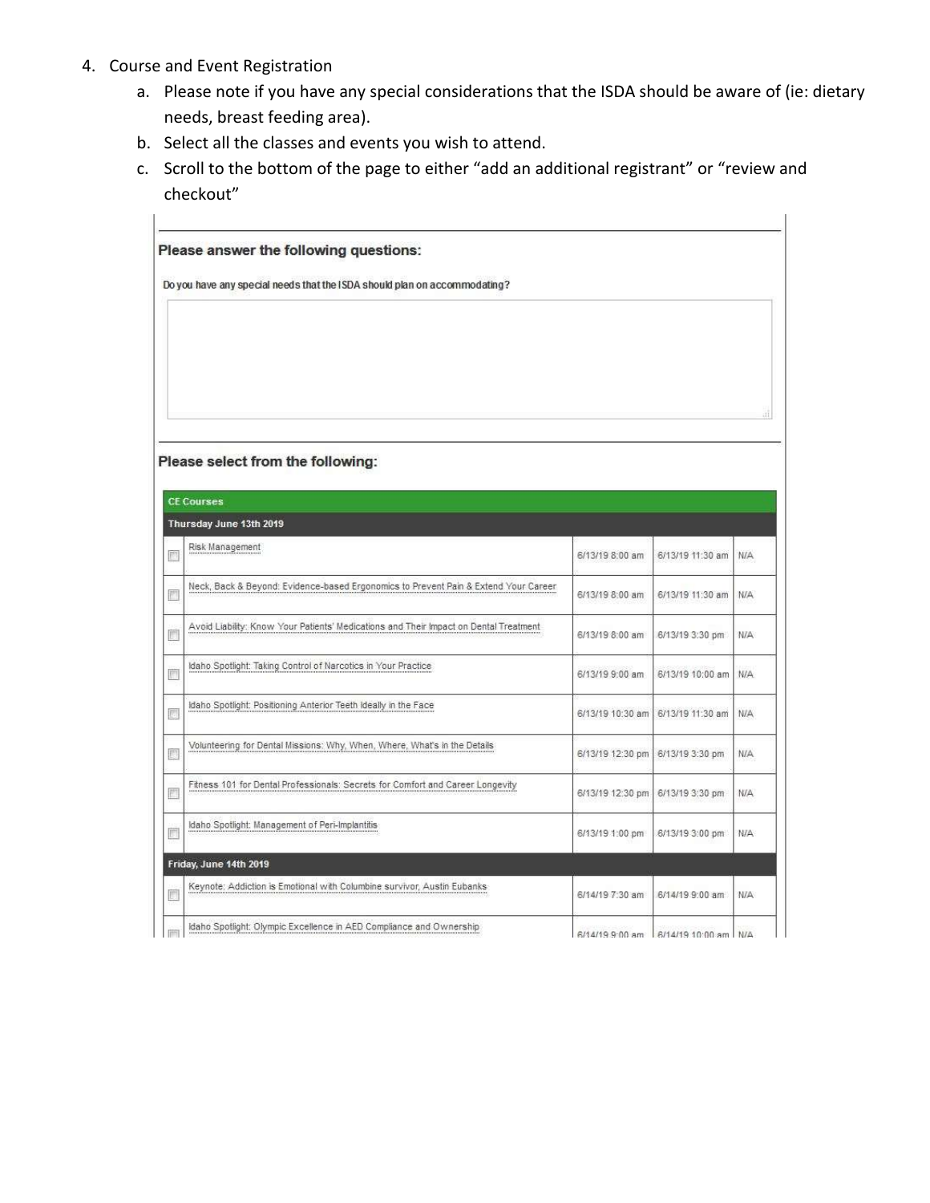4. Course and Event Registration
   a. Please note if you have any special considerations that the ISDA should be aware of (ie: dietary needs, breast feeding area).
   b. Select all the classes and events you wish to attend.
   c. Scroll to the bottom of the page to either "add an additional registrant" or "review and checkout"

**Please answer the following questions:**

Do you have any special needs that the ISDA should plan on accommodating?

**Please select from the following:**

| CE Courses | | | | |
|---|---|---|---|---|
| **Thursday June 13th 2019** | | | | |
| ☐ | Risk Management | 6/13/19 8:00 am | 6/13/19 11:30 am | N/A |
| ☐ | Neck, Back & Beyond: Evidence-based Ergonomics to Prevent Pain & Extend Your Career | 6/13/19 8:00 am | 6/13/19 11:30 am | N/A |
| ☐ | Avoid Liability: Know Your Patients' Medications and Their Impact on Dental Treatment | 6/13/19 8:00 am | 6/13/19 3:30 pm | N/A |
| ☐ | Idaho Spotlight: Taking Control of Narcotics in Your Practice | 6/13/19 9:00 am | 6/13/19 10:00 am | N/A |
| ☐ | Idaho Spotlight: Positioning Anterior Teeth Ideally in the Face | 6/13/19 10:30 am | 6/13/19 11:30 am | N/A |
| ☐ | Volunteering for Dental Missions: Why, When, Where, What's in the Details | 6/13/19 12:30 pm | 6/13/19 3:30 pm | N/A |
| ☐ | Fitness 101 for Dental Professionals: Secrets for Comfort and Career Longevity | 6/13/19 12:30 pm | 6/13/19 3:30 pm | N/A |
| ☐ | Idaho Spotlight: Management of Peri-Implantitis | 6/13/19 1:00 pm | 6/13/19 3:00 pm | N/A |
| **Friday, June 14th 2019** | | | | |
| ☐ | Keynote: Addiction is Emotional with Columbine survivor, Austin Eubanks | 6/14/19 7:30 am | 6/14/19 9:00 am | N/A |
| ☐ | Idaho Spotlight: Olympic Excellence in AED Compliance and Ownership | 6/14/19 9:00 am | 6/14/19 10:00 am | N/A |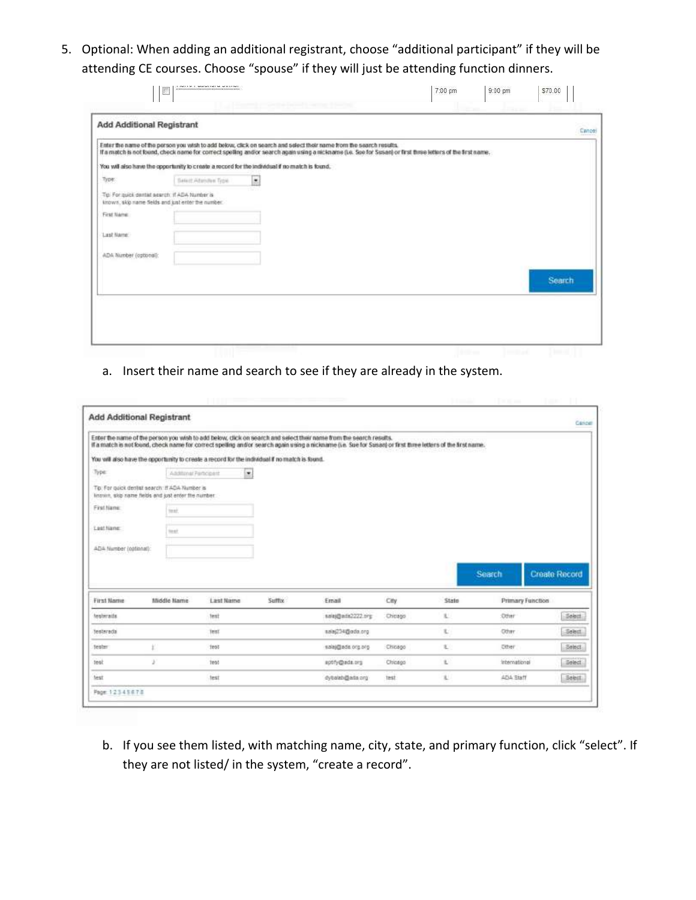5. Optional: When adding an additional registrant, choose "additional participant" if they will be attending CE courses. Choose "spouse" if they will just be attending function dinners.

| | 7:00 pm | 9:00 pm | $70.00 |
|---|---|---|---|

**Add Additional Registrant** Cancel

Enter the name of the person you wish to add below, click on search and select their name from the search results.
If a match is not found, check name for correct spelling and/or search again using a nickname (i.e. Sue for Susan) or first three letters of the first name.

You will also have the opportunity to create a record for the individual if no match is found.

Type: Select Attendee Type

Tip: For quick dentist search: If ADA Number is known, skip name fields and just enter the number.

First Name:

Last Name:

ADA Number (optional):

Search

a. Insert their name and search to see if they are already in the system.

**Add Additional Registrant** Cancel

Enter the name of the person you wish to add below, click on search and select their name from the search results.
If a match is not found, check name for correct spelling and/or search again using a nickname (i.e. Sue for Susan) or first three letters of the first name.

You will also have the opportunity to create a record for the individual if no match is found.

Type: Additional Participant

Tip: For quick dentist search: If ADA Number is known, skip name fields and just enter the number.

First Name: test

Last Name: test

ADA Number (optional):

Search | Create Record

| First Name | Middle Name | Last Name | Suffix | Email | City | State | Primary Function | |
|---|---|---|---|---|---|---|---|---|
| testerada | | test | | salaj@ada2222.org | Chicago | IL | Other | Select |
| testerada | | test | | salaj234@ada.org | | IL | Other | Select |
| tester | t | test | | salaj@ada.org.org | Chicago | IL | Other | Select |
| test | J | test | | aptfy@ada.org | Chicago | IL | International | Select |
| test | | test | | dybalab@ada.org | test | IL | ADA Staff | Select |

Page: 1 2 3 4 5 6 7 8

b. If you see them listed, with matching name, city, state, and primary function, click "select". If they are not listed/ in the system, "create a record".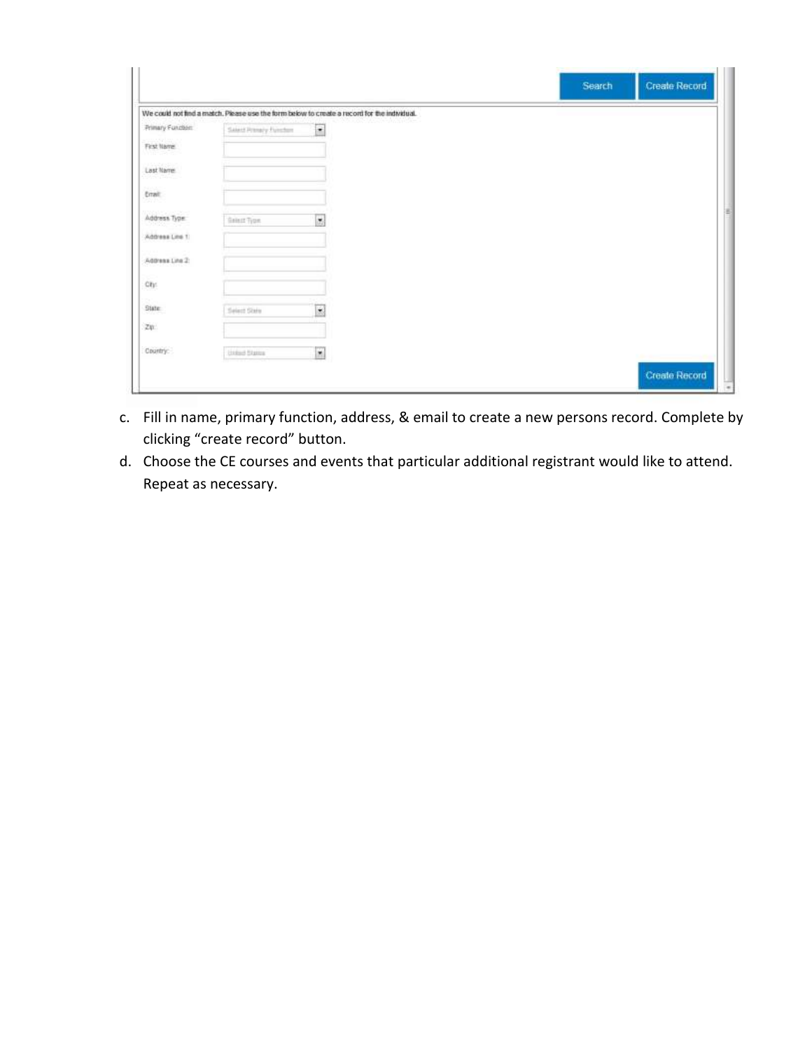c. Fill in name, primary function, address, & email to create a new persons record. Complete by clicking “create record” button.
d. Choose the CE courses and events that particular additional registrant would like to attend. Repeat as necessary.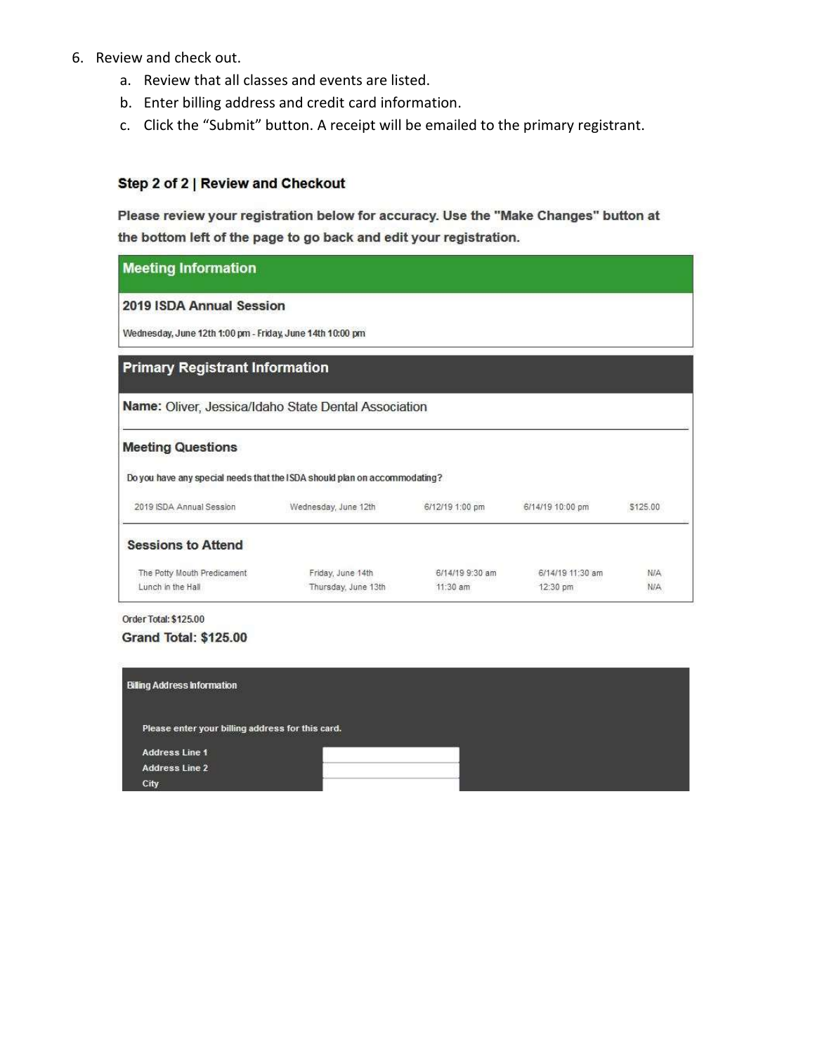6. Review and check out.
   a. Review that all classes and events are listed.
   b. Enter billing address and credit card information.
   c. Click the "Submit" button. A receipt will be emailed to the primary registrant.

**Step 2 of 2 | Review and Checkout**

**Please review your registration below for accuracy. Use the "Make Changes" button at the bottom left of the page to go back and edit your registration.**

**Meeting Information**

**2019 ISDA Annual Session**

Wednesday, June 12th 1:00 pm - Friday, June 14th 10:00 pm

**Primary Registrant Information**

**Name:** Oliver, Jessica/Idaho State Dental Association

**Meeting Questions**

Do you have any special needs that the ISDA should plan on accommodating?

| | | | | |
|---|---|---|---|---|
| 2019 ISDA Annual Session | Wednesday, June 12th | 6/12/19 1:00 pm | 6/14/19 10:00 pm | $125.00 |

**Sessions to Attend**

| | | | | |
|---|---|---|---|---|
| The Potty Mouth Predicament | Friday, June 14th | 6/14/19 9:30 am | 6/14/19 11:30 am | N/A |
| Lunch in the Hall | Thursday, June 13th | 11:30 am | 12:30 pm | N/A |

Order Total: $125.00

**Grand Total: $125.00**

**Billing Address Information**

Please enter your billing address for this card.

Address Line 1

Address Line 2

City